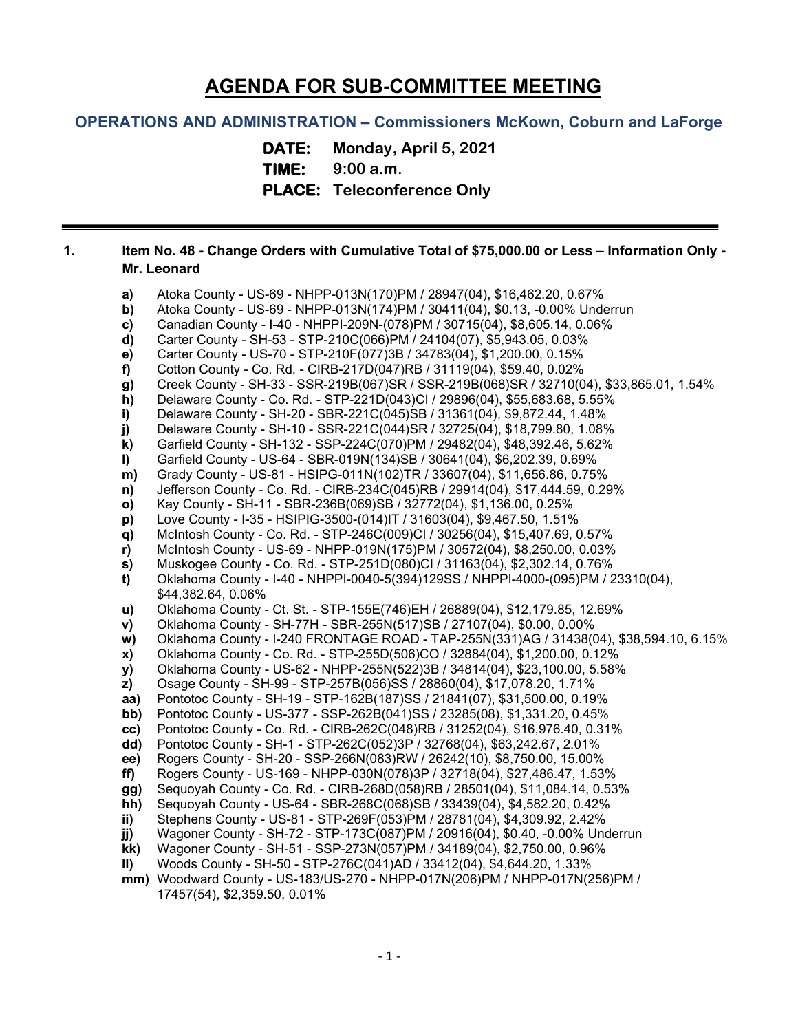# AGENDA FOR SUB-COMMITTEE MEETING

## OPERATIONS AND ADMINISTRATION – Commissioners McKown, Coburn and LaForge

**DATE:** Monday, April 5, 2021
**TIME:** 9:00 a.m.
**PLACE:** Teleconference Only

---

**1. Item No. 48 - Change Orders with Cumulative Total of $75,000.00 or Less – Information Only - Mr. Leonard**

- **a)** Atoka County - US-69 - NHPP-013N(170)PM / 28947(04), $16,462.20, 0.67%
- **b)** Atoka County - US-69 - NHPP-013N(174)PM / 30411(04), $0.13, -0.00% Underrun
- **c)** Canadian County - I-40 - NHPPI-209N-(078)PM / 30715(04), $8,605.14, 0.06%
- **d)** Carter County - SH-53 - STP-210C(066)PM / 24104(07), $5,943.05, 0.03%
- **e)** Carter County - US-70 - STP-210F(077)3B / 34783(04), $1,200.00, 0.15%
- **f)** Cotton County - Co. Rd. - CIRB-217D(047)RB / 31119(04), $59.40, 0.02%
- **g)** Creek County - SH-33 - SSR-219B(067)SR / SSR-219B(068)SR / 32710(04), $33,865.01, 1.54%
- **h)** Delaware County - Co. Rd. - STP-221D(043)CI / 29896(04), $55,683.68, 5.55%
- **i)** Delaware County - SH-20 - SBR-221C(045)SB / 31361(04), $9,872.44, 1.48%
- **j)** Delaware County - SH-10 - SSR-221C(044)SR / 32725(04), $18,799.80, 1.08%
- **k)** Garfield County - SH-132 - SSP-224C(070)PM / 29482(04), $48,392.46, 5.62%
- **l)** Garfield County - US-64 - SBR-019N(134)SB / 30641(04), $6,202.39, 0.69%
- **m)** Grady County - US-81 - HSIPG-011N(102)TR / 33607(04), $11,656.86, 0.75%
- **n)** Jefferson County - Co. Rd. - CIRB-234C(045)RB / 29914(04), $17,444.59, 0.29%
- **o)** Kay County - SH-11 - SBR-236B(069)SB / 32772(04), $1,136.00, 0.25%
- **p)** Love County - I-35 - HSIPIG-3500-(014)IT / 31603(04), $9,467.50, 1.51%
- **q)** McIntosh County - Co. Rd. - STP-246C(009)CI / 30256(04), $15,407.69, 0.57%
- **r)** McIntosh County - US-69 - NHPP-019N(175)PM / 30572(04), $8,250.00, 0.03%
- **s)** Muskogee County - Co. Rd. - STP-251D(080)CI / 31163(04), $2,302.14, 0.76%
- **t)** Oklahoma County - I-40 - NHPPI-0040-5(394)129SS / NHPPI-4000-(095)PM / 23310(04), $44,382.64, 0.06%
- **u)** Oklahoma County - Ct. St. - STP-155E(746)EH / 26889(04), $12,179.85, 12.69%
- **v)** Oklahoma County - SH-77H - SBR-255N(517)SB / 27107(04), $0.00, 0.00%
- **w)** Oklahoma County - I-240 FRONTAGE ROAD - TAP-255N(331)AG / 31438(04), $38,594.10, 6.15%
- **x)** Oklahoma County - Co. Rd. - STP-255D(506)CO / 32884(04), $1,200.00, 0.12%
- **y)** Oklahoma County - US-62 - NHPP-255N(522)3B / 34814(04), $23,100.00, 5.58%
- **z)** Osage County - SH-99 - STP-257B(056)SS / 28860(04), $17,078.20, 1.71%
- **aa)** Pontotoc County - SH-19 - STP-162B(187)SS / 21841(07), $31,500.00, 0.19%
- **bb)** Pontotoc County - US-377 - SSP-262B(041)SS / 23285(08), $1,331.20, 0.45%
- **cc)** Pontotoc County - Co. Rd. - CIRB-262C(048)RB / 31252(04), $16,976.40, 0.31%
- **dd)** Pontotoc County - SH-1 - STP-262C(052)3P / 32768(04), $63,242.67, 2.01%
- **ee)** Rogers County - SH-20 - SSP-266N(083)RW / 26242(10), $8,750.00, 15.00%
- **ff)** Rogers County - US-169 - NHPP-030N(078)3P / 32718(04), $27,486.47, 1.53%
- **gg)** Sequoyah County - Co. Rd. - CIRB-268D(058)RB / 28501(04), $11,084.14, 0.53%
- **hh)** Sequoyah County - US-64 - SBR-268C(068)SB / 33439(04), $4,582.20, 0.42%
- **ii)** Stephens County - US-81 - STP-269F(053)PM / 28781(04), $4,309.92, 2.42%
- **jj)** Wagoner County - SH-72 - STP-173C(087)PM / 20916(04), $0.40, -0.00% Underrun
- **kk)** Wagoner County - SH-51 - SSP-273N(057)PM / 34189(04), $2,750.00, 0.96%
- **ll)** Woods County - SH-50 - STP-276C(041)AD / 33412(04), $4,644.20, 1.33%
- **mm)** Woodward County - US-183/US-270 - NHPP-017N(206)PM / NHPP-017N(256)PM / 17457(54), $2,359.50, 0.01%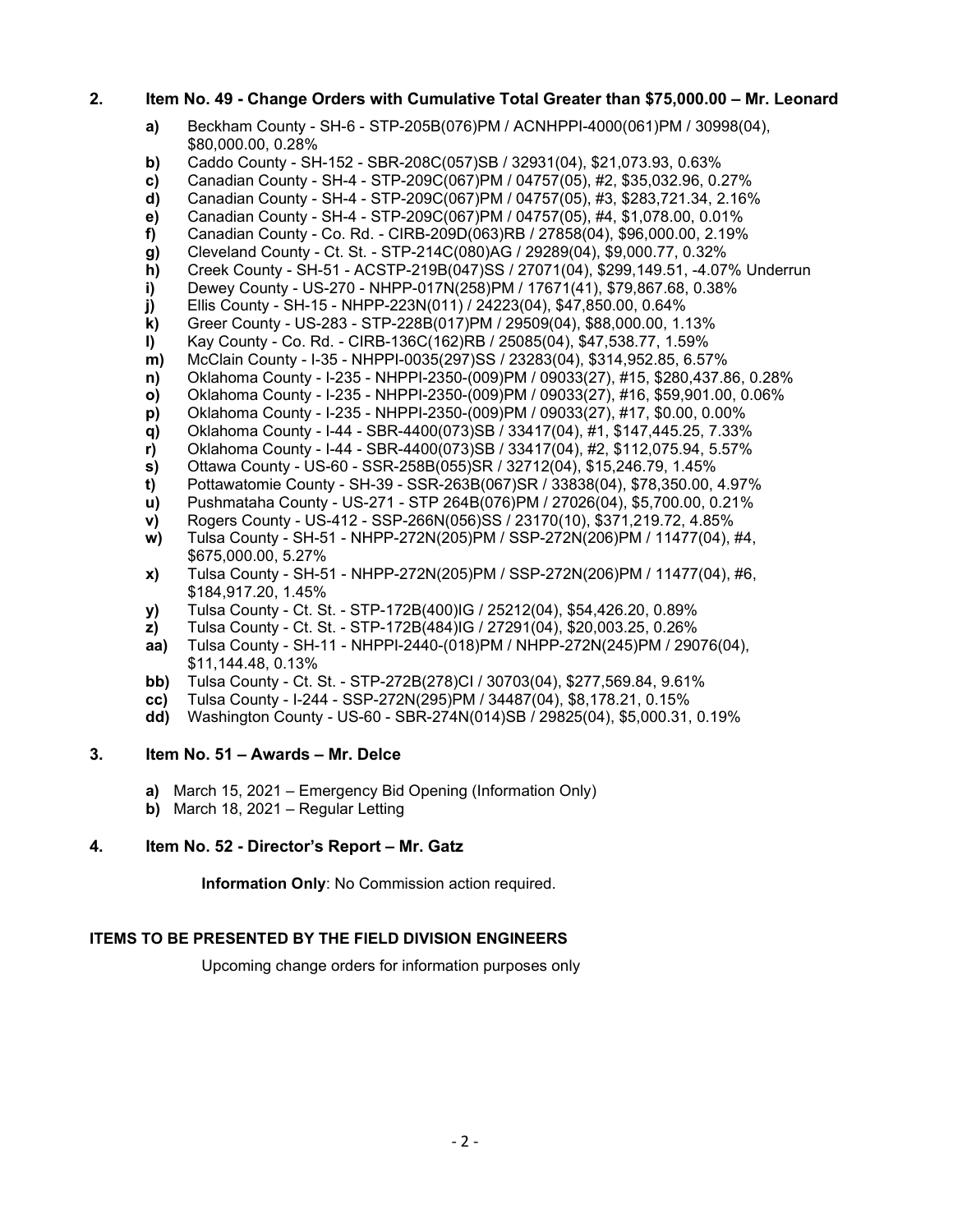## 2. Item No. 49 - Change Orders with Cumulative Total Greater than $75,000.00 – Mr. Leonard

- **a)** Beckham County - SH-6 - STP-205B(076)PM / ACNHPPI-4000(061)PM / 30998(04), $80,000.00, 0.28%
- **b)** Caddo County - SH-152 - SBR-208C(057)SB / 32931(04), $21,073.93, 0.63%
- **c)** Canadian County - SH-4 - STP-209C(067)PM / 04757(05), #2, $35,032.96, 0.27%
- **d)** Canadian County - SH-4 - STP-209C(067)PM / 04757(05), #3, $283,721.34, 2.16%
- **e)** Canadian County - SH-4 - STP-209C(067)PM / 04757(05), #4, $1,078.00, 0.01%
- **f)** Canadian County - Co. Rd. - CIRB-209D(063)RB / 27858(04), $96,000.00, 2.19%
- **g)** Cleveland County - Ct. St. - STP-214C(080)AG / 29289(04), $9,000.77, 0.32%
- **h)** Creek County - SH-51 - ACSTP-219B(047)SS / 27071(04), $299,149.51, -4.07% Underrun
- **i)** Dewey County - US-270 - NHPP-017N(258)PM / 17671(41), $79,867.68, 0.38%
- **j)** Ellis County - SH-15 - NHPP-223N(011) / 24223(04), $47,850.00, 0.64%
- **k)** Greer County - US-283 - STP-228B(017)PM / 29509(04), $88,000.00, 1.13%
- **l)** Kay County - Co. Rd. - CIRB-136C(162)RB / 25085(04), $47,538.77, 1.59%
- **m)** McClain County - I-35 - NHPPI-0035(297)SS / 23283(04), $314,952.85, 6.57%
- **n)** Oklahoma County - I-235 - NHPPI-2350-(009)PM / 09033(27), #15, $280,437.86, 0.28%
- **o)** Oklahoma County - I-235 - NHPPI-2350-(009)PM / 09033(27), #16, $59,901.00, 0.06%
- **p)** Oklahoma County - I-235 - NHPPI-2350-(009)PM / 09033(27), #17, $0.00, 0.00%
- **q)** Oklahoma County - I-44 - SBR-4400(073)SB / 33417(04), #1, $147,445.25, 7.33%
- **r)** Oklahoma County - I-44 - SBR-4400(073)SB / 33417(04), #2, $112,075.94, 5.57%
- **s)** Ottawa County - US-60 - SSR-258B(055)SR / 32712(04), $15,246.79, 1.45%
- **t)** Pottawatomie County - SH-39 - SSR-263B(067)SR / 33838(04), $78,350.00, 4.97%
- **u)** Pushmataha County - US-271 - STP 264B(076)PM / 27026(04), $5,700.00, 0.21%
- **v)** Rogers County - US-412 - SSP-266N(056)SS / 23170(10), $371,219.72, 4.85%
- **w)** Tulsa County - SH-51 - NHPP-272N(205)PM / SSP-272N(206)PM / 11477(04), #4, $675,000.00, 5.27%
- **x)** Tulsa County - SH-51 - NHPP-272N(205)PM / SSP-272N(206)PM / 11477(04), #6, $184,917.20, 1.45%
- **y)** Tulsa County - Ct. St. - STP-172B(400)IG / 25212(04), $54,426.20, 0.89%
- **z)** Tulsa County - Ct. St. - STP-172B(484)IG / 27291(04), $20,003.25, 0.26%
- **aa)** Tulsa County - SH-11 - NHPPI-2440-(018)PM / NHPP-272N(245)PM / 29076(04), $11,144.48, 0.13%
- **bb)** Tulsa County - Ct. St. - STP-272B(278)CI / 30703(04), $277,569.84, 9.61%
- **cc)** Tulsa County - I-244 - SSP-272N(295)PM / 34487(04), $8,178.21, 0.15%
- **dd)** Washington County - US-60 - SBR-274N(014)SB / 29825(04), $5,000.31, 0.19%

## 3. Item No. 51 – Awards – Mr. Delce

- **a)** March 15, 2021 – Emergency Bid Opening (Information Only)
- **b)** March 18, 2021 – Regular Letting

## 4. Item No. 52 - Director's Report – Mr. Gatz

**Information Only**: No Commission action required.

## ITEMS TO BE PRESENTED BY THE FIELD DIVISION ENGINEERS

Upcoming change orders for information purposes only